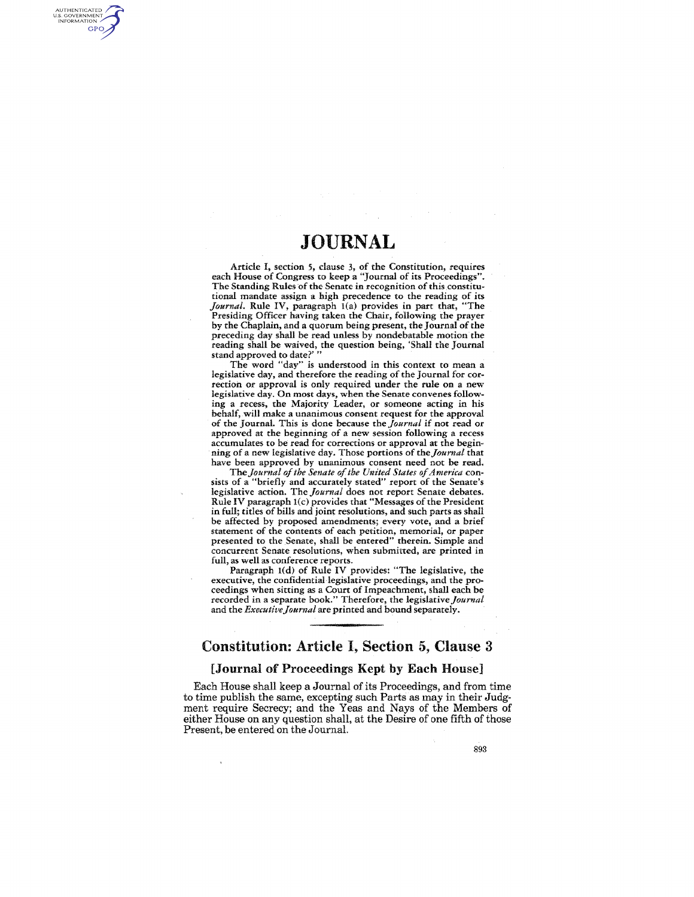# JOURNAL

Article I, section 5, clause 3, of the Constitution, requires each House of Congress to keep a "Journal of its Proceedings". The Standing Rules of the Senate in recognition of this constitutional mandate assign a high precedence to the reading of its *Journal*. Rule IV, paragraph 1(a) provides in part that, "The Presiding Officer having taken the Chair, following the prayer by the Chaplain, and a quorum being present, the Journal of the preceding day shall be read unless by nondebatable motion the reading shall be waived, the question being, 'Shall the Journal stand approved to date?' "

The word "day" is understood in this context to mean a legislative day, and therefore the reading of the Journal for correction or approval is only required under the rule on a new legislative day. On most days, when the Senate convenes following a recess, the Majority Leader, or someone acting in his behalf, will make a unanimous consent request for the approval of the Journal. This is done because the *Journal* if not read or approved at the beginning of a new session following a recess accumulates to be read for corrections or approval at the beginning of a new legislative day. Those portions of the *Journal* that have been approved by unanimous consent need not be read.

The *Journal of the Senate of the United States of America* consists of a "briefly and accurately stated" report of the Senate's legislative action. The *Journal* does not report Senate debates. Rule IV paragraph 1(c) provides that "Messages of the President in full; titles of bills and joint resolutions, and such parts as shall be affected by proposed amendments; every vote, and a brief statement of the contents of each petition, memorial, or paper presented to the Senate, shall be entered" therein. Simple and concurrent Senate resolutions, when submitted, are printed in full, as well as conference reports.

Paragraph 1(d) of Rule IV provides: "The legislative, the executive, the confidential legislative proceedings, and the proceedings when sitting as a Court of Impeachment, shall each be recorded in a separate book." Therefore, the legislative *Journal* and the *Executive Journal* are printed and bound separately.

---

## Constitution: Article I, Section 5, Clause 3

### [Journal of Proceedings Kept by Each House]

Each House shall keep a Journal of its Proceedings, and from time to time publish the same, excepting such Parts as may in their Judgment require Secrecy; and the Yeas and Nays of the Members of either House on any question shall, at the Desire of one fifth of those Present, be entered on the Journal.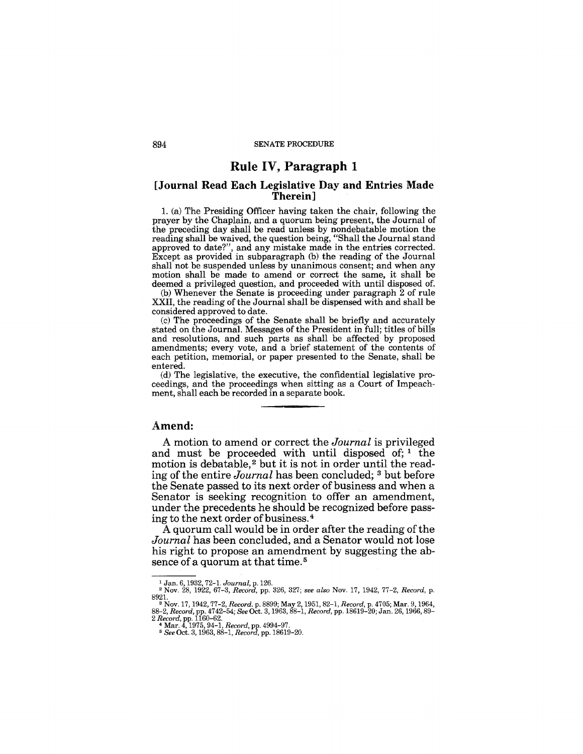# Rule IV, Paragraph 1

## [Journal Read Each Legislative Day and Entries Made Therein]

1. (a) The Presiding Officer having taken the chair, following the prayer by the Chaplain, and a quorum being present, the Journal of the preceding day shall be read unless by nondebatable motion the reading shall be waived, the question being, "Shall the Journal stand approved to date?", and any mistake made in the entries corrected. Except as provided in subparagraph (b) the reading of the Journal shall not be suspended unless by unanimous consent; and when any motion shall be made to amend or correct the same, it shall be deemed a privileged question, and proceeded with until disposed of.

(b) Whenever the Senate is proceeding under paragraph 2 of rule XXII, the reading of the Journal shall be dispensed with and shall be considered approved to date.

(c) The proceedings of the Senate shall be briefly and accurately stated on the Journal. Messages of the President in full; titles of bills and resolutions, and such parts as shall be affected by proposed amendments; every vote, and a brief statement of the contents of each petition, memorial, or paper presented to the Senate, shall be entered.

(d) The legislative, the executive, the confidential legislative proceedings, and the proceedings when sitting as a Court of Impeachment, shall each be recorded in a separate book.

---

## Amend:

A motion to amend or correct the *Journal* is privileged and must be proceeded with until disposed of; [1] the motion is debatable, [2] but it is not in order until the reading of the entire *Journal* has been concluded; [3] but before the Senate passed to its next order of business and when a Senator is seeking recognition to offer an amendment, under the precedents he should be recognized before passing to the next order of business. [4]

A quorum call would be in order after the reading of the *Journal* has been concluded, and a Senator would not lose his right to propose an amendment by suggesting the absence of a quorum at that time. [5]

---

[1] Jan. 6, 1932, 72–1. *Journal*, p. 126.

[2] Nov. 28, 1922, 67–3, *Record*, pp. 326, 327; *see also* Nov. 17, 1942, 77–2, *Record*, p. 8921.

[3] Nov. 17, 1942, 77–2, *Record*. p. 8899; May 2, 1951, 82–1, *Record*, p. 4705; Mar. 9, 1964, 88–2, *Record*, pp. 4742–54; *See* Oct. 3, 1963, 88–1, *Record*, pp. 18619–20; Jan. 26, 1966, 89–2 *Record*, pp. 1160–62.

[4] Mar. 4, 1975, 94–1, *Record*, pp. 4994–97.

[5] *See* Oct. 3, 1963, 88–1, *Record*, pp. 18619–20.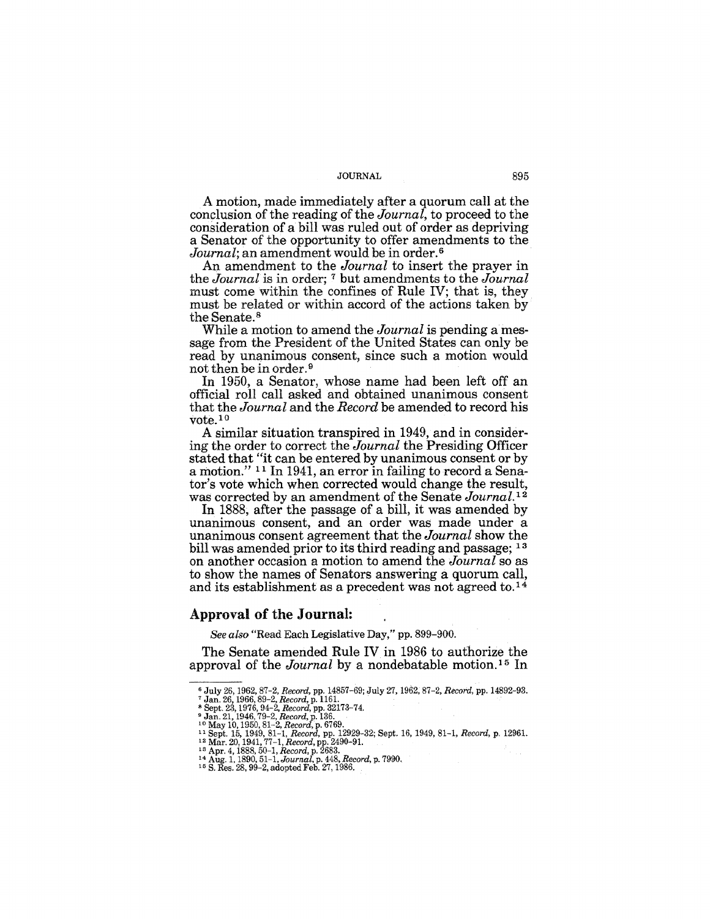A motion, made immediately after a quorum call at the conclusion of the reading of the *Journal*, to proceed to the consideration of a bill was ruled out of order as depriving a Senator of the opportunity to offer amendments to the *Journal*; an amendment would be in order.[6]

An amendment to the *Journal* to insert the prayer in the *Journal* is in order; [7] but amendments to the *Journal* must come within the confines of Rule IV; that is, they must be related or within accord of the actions taken by the Senate.[8]

While a motion to amend the *Journal* is pending a message from the President of the United States can only be read by unanimous consent, since such a motion would not then be in order.[9]

In 1950, a Senator, whose name had been left off an official roll call asked and obtained unanimous consent that the *Journal* and the *Record* be amended to record his vote.[10]

A similar situation transpired in 1949, and in considering the order to correct the *Journal* the Presiding Officer stated that "it can be entered by unanimous consent or by a motion." [11] In 1941, an error in failing to record a Senator's vote which when corrected would change the result, was corrected by an amendment of the Senate *Journal*.[12]

In 1888, after the passage of a bill, it was amended by unanimous consent, and an order was made under a unanimous consent agreement that the *Journal* show the bill was amended prior to its third reading and passage; [13] on another occasion a motion to amend the *Journal* so as to show the names of Senators answering a quorum call, and its establishment as a precedent was not agreed to.[14]

## Approval of the Journal:

*See also* "Read Each Legislative Day," pp. 899–900.

The Senate amended Rule IV in 1986 to authorize the approval of the *Journal* by a nondebatable motion.[15] In

---

[6] July 26, 1962, 87–2, *Record*, pp. 14857–69; July 27, 1962, 87–2, *Record*, pp. 14892–93.
[7] Jan. 26, 1966, 89–2, *Record*, p. 1161.
[8] Sept. 23, 1976, 94–2, *Record*, pp. 32173–74.
[9] Jan. 21, 1946, 79–2, *Record*, p. 136.
[10] May 10, 1950, 81–2, *Record*, p. 6769.
[11] Sept. 15, 1949, 81–1, *Record*, pp. 12929–32; Sept. 16, 1949, 81–1, *Record*, p. 12961.
[12] Mar. 20, 1941, 77–1, *Record*, pp. 2490–91.
[13] Apr. 4, 1888, 50–1, *Record*, p. 2683.
[14] Aug. 1, 1890, 51–1, *Journal*, p. 448, *Record*, p. 7990.
[15] S. Res. 28, 99–2, adopted Feb. 27, 1986.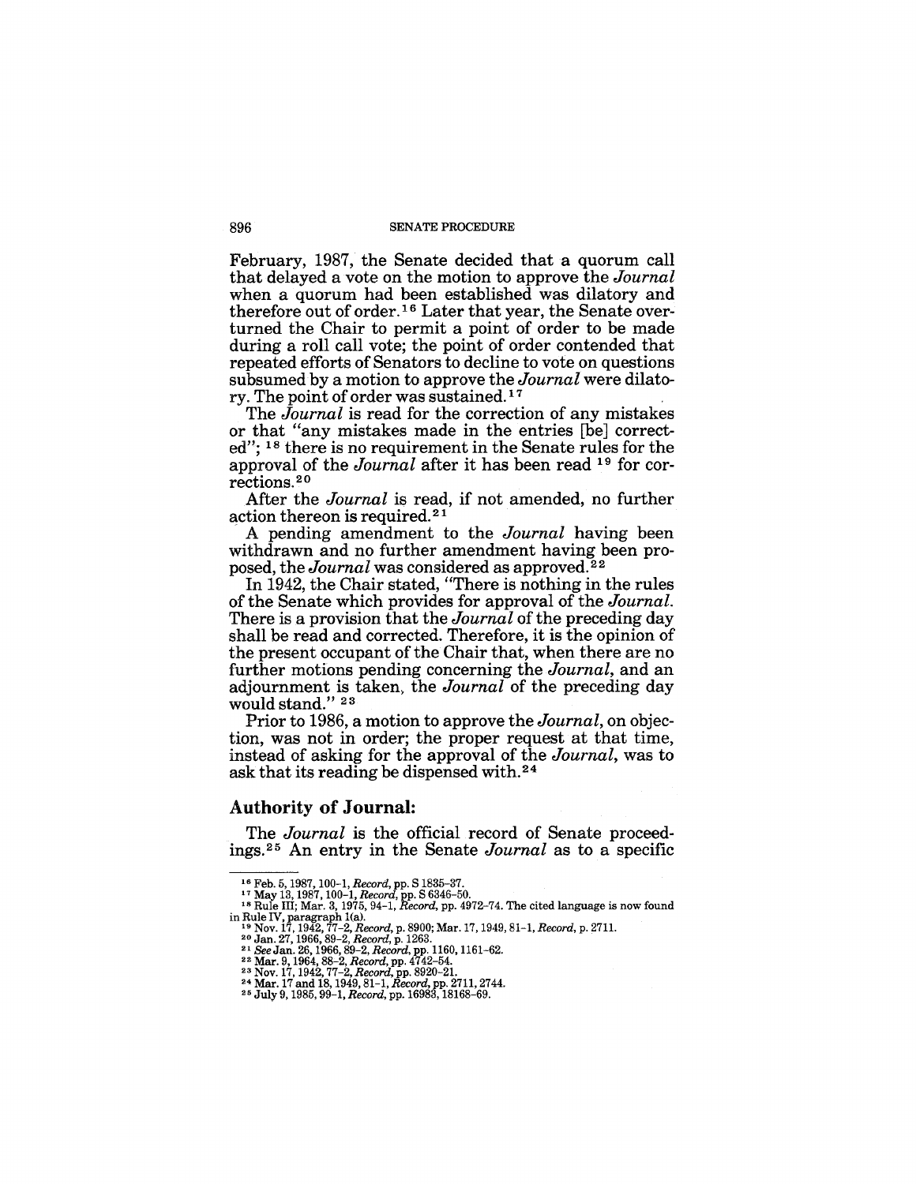February, 1987, the Senate decided that a quorum call that delayed a vote on the motion to approve the *Journal* when a quorum had been established was dilatory and therefore out of order.[16] Later that year, the Senate overturned the Chair to permit a point of order to be made during a roll call vote; the point of order contended that repeated efforts of Senators to decline to vote on questions subsumed by a motion to approve the *Journal* were dilatory. The point of order was sustained.[17]

The *Journal* is read for the correction of any mistakes or that "any mistakes made in the entries [be] corrected"; [18] there is no requirement in the Senate rules for the approval of the *Journal* after it has been read [19] for corrections.[20]

After the *Journal* is read, if not amended, no further action thereon is required.[21]

A pending amendment to the *Journal* having been withdrawn and no further amendment having been proposed, the *Journal* was considered as approved.[22]

In 1942, the Chair stated, "There is nothing in the rules of the Senate which provides for approval of the *Journal*. There is a provision that the *Journal* of the preceding day shall be read and corrected. Therefore, it is the opinion of the present occupant of the Chair that, when there are no further motions pending concerning the *Journal*, and an adjournment is taken, the *Journal* of the preceding day would stand." [23]

Prior to 1986, a motion to approve the *Journal*, on objection, was not in order; the proper request at that time, instead of asking for the approval of the *Journal*, was to ask that its reading be dispensed with.[24]

## Authority of Journal:

The *Journal* is the official record of Senate proceedings.[25] An entry in the Senate *Journal* as to a specific

---

[16] Feb. 5, 1987, 100–1, *Record*, pp. S 1835–37.

[17] May 13, 1987, 100–1, *Record*, pp. S 6346–50.

[18] Rule III; Mar. 3, 1975, 94–1, *Record*, pp. 4972–74. The cited language is now found in Rule IV, paragraph 1(a).

[19] Nov. 17, 1942, 77–2, *Record*, p. 8900; Mar. 17, 1949, 81–1, *Record*, p. 2711.

[20] Jan. 27, 1966, 89–2, *Record*, p. 1263.

[21] *See* Jan. 26, 1966, 89–2, *Record*, pp. 1160, 1161–62.

[22] Mar. 9, 1964, 88–2, *Record*, pp. 4742–54.

[23] Nov. 17, 1942, 77–2, *Record*, pp. 8920–21.

[24] Mar. 17 and 18, 1949, 81–1, *Record*, pp. 2711, 2744.

[25] July 9, 1985, 99–1, *Record*, pp. 16983, 18168–69.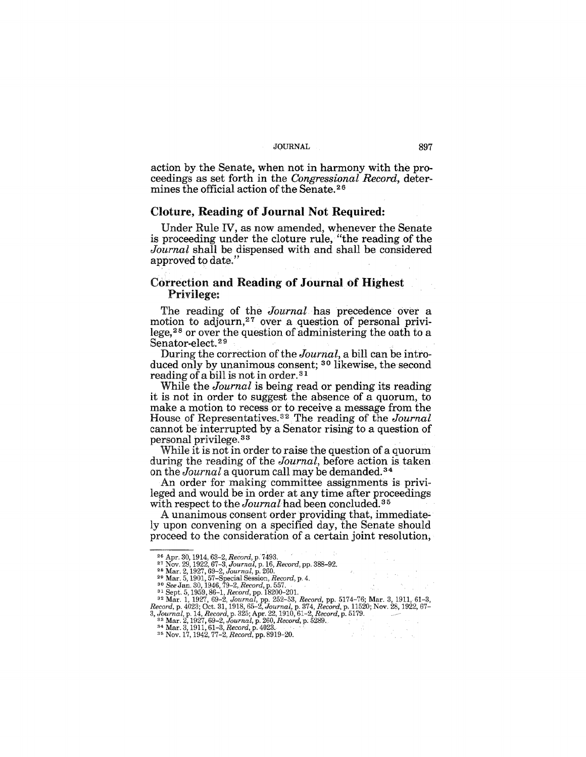action by the Senate, when not in harmony with the proceedings as set forth in the *Congressional Record*, determines the official action of the Senate.[26]

## Cloture, Reading of Journal Not Required:

Under Rule IV, as now amended, whenever the Senate is proceeding under the cloture rule, "the reading of the *Journal* shall be dispensed with and shall be considered approved to date."

## Correction and Reading of Journal of Highest Privilege:

The reading of the *Journal* has precedence over a motion to adjourn,[27] over a question of personal privilege,[28] or over the question of administering the oath to a Senator-elect.[29]

During the correction of the *Journal*, a bill can be introduced only by unanimous consent; [30] likewise, the second reading of a bill is not in order.[31]

While the *Journal* is being read or pending its reading it is not in order to suggest the absence of a quorum, to make a motion to recess or to receive a message from the House of Representatives.[32] The reading of the *Journal* cannot be interrupted by a Senator rising to a question of personal privilege.[33]

While it is not in order to raise the question of a quorum during the reading of the *Journal*, before action is taken on the *Journal* a quorum call may be demanded.[34]

An order for making committee assignments is privileged and would be in order at any time after proceedings with respect to the *Journal* had been concluded.[35]

A unanimous consent order providing that, immediately upon convening on a specified day, the Senate should proceed to the consideration of a certain joint resolution,

---

[26] Apr. 30, 1914, 63–2, *Record*, p. 7493.
[27] Nov. 29, 1922, 67–3, *Journal*, p. 16, *Record*, pp. 388–92.
[28] Mar. 2, 1927, 69–2, *Journal*, p. 260.
[29] Mar. 5, 1901, 57–Special Session, *Record*, p. 4.
[30] *See* Jan. 30, 1946, 79–2, *Record*, p. 557.
[31] Sept. 5, 1959, 86–1, *Record*, pp. 18200–201.
[32] Mar. 1, 1927, 69–2, *Journal*, pp. 252–53, *Record*, pp. 5174–76; Mar. 3, 1911, 61–3, *Record*, p. 4023; Oct. 31, 1918, 65–2, *Journal*, p. 374, *Record*, p. 11520; Nov. 28, 1922, 67–3, *Journal*, p. 14, *Record*, p. 325; Apr. 22, 1910, 61–2, *Record*, p. 5179.
[33] Mar. 2, 1927, 69–2, *Journal*, p. 260, *Record*, p. 5289.
[34] Mar. 3, 1911, 61–3, *Record*, p. 4023.
[35] Nov. 17, 1942, 77–2, *Record*, pp. 8919–20.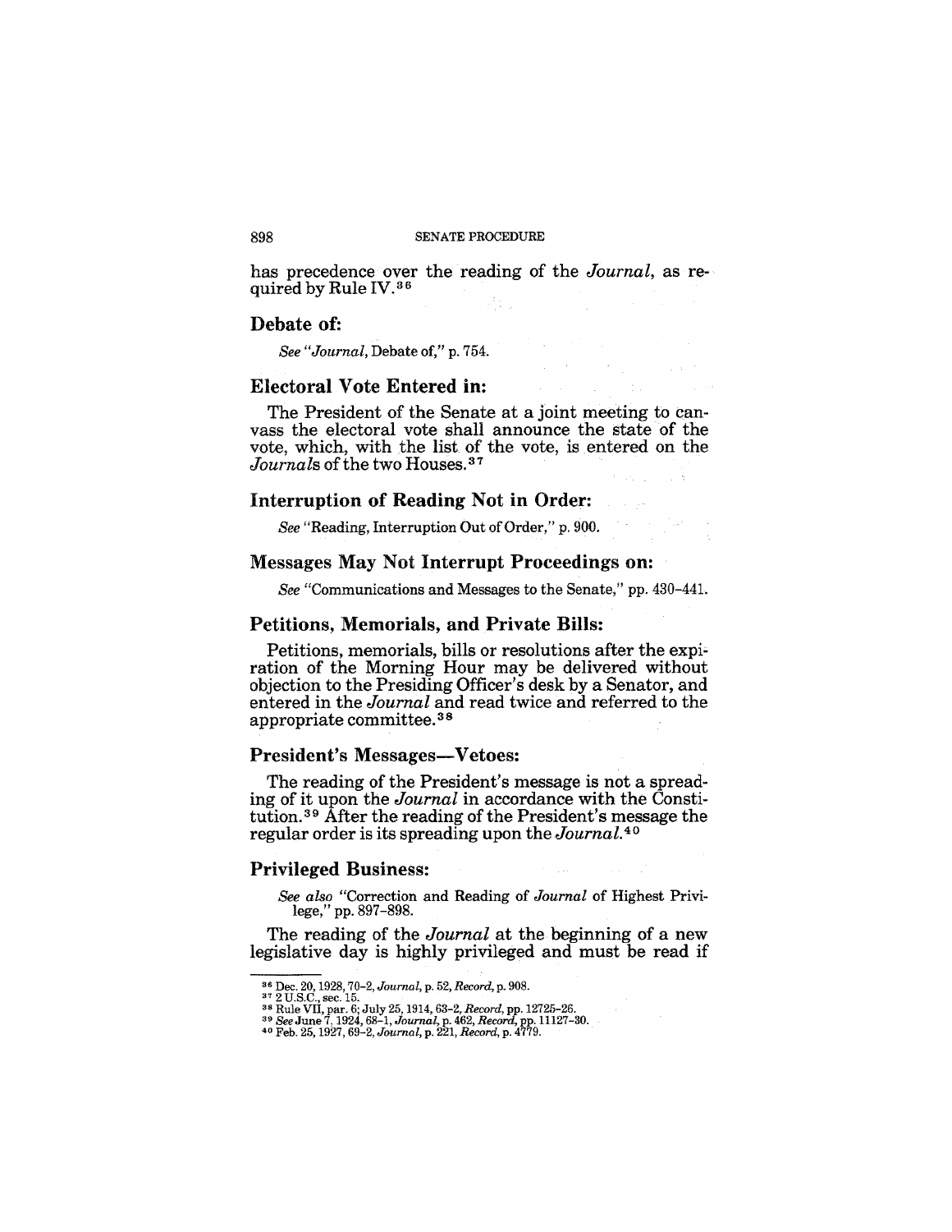has precedence over the reading of the *Journal*, as required by Rule IV.[36]

### Debate of:

*See "Journal*, Debate of," p. 754.

### Electoral Vote Entered in:

The President of the Senate at a joint meeting to canvass the electoral vote shall announce the state of the vote, which, with the list of the vote, is entered on the *Journals* of the two Houses.[37]

### Interruption of Reading Not in Order:

*See* "Reading, Interruption Out of Order," p. 900.

### Messages May Not Interrupt Proceedings on:

*See* "Communications and Messages to the Senate," pp. 430–441.

### Petitions, Memorials, and Private Bills:

Petitions, memorials, bills or resolutions after the expiration of the Morning Hour may be delivered without objection to the Presiding Officer's desk by a Senator, and entered in the *Journal* and read twice and referred to the appropriate committee.[38]

### President's Messages—Vetoes:

The reading of the President's message is not a spreading of it upon the *Journal* in accordance with the Constitution.[39] After the reading of the President's message the regular order is its spreading upon the *Journal*.[40]

### Privileged Business:

*See also* "Correction and Reading of *Journal* of Highest Privilege," pp. 897–898.

The reading of the *Journal* at the beginning of a new legislative day is highly privileged and must be read if

---

[36] Dec. 20, 1928, 70–2, *Journal*, p. 52, *Record*, p. 908.
[37] 2 U.S.C., sec. 15.
[38] Rule VII, par. 6; July 25, 1914, 63–2, *Record*, pp. 12725–26.
[39] *See* June 7, 1924, 68–1, *Journal*, p. 462, *Record*, pp. 11127–30.
[40] Feb. 25, 1927, 69–2, *Journal*, p. 221, *Record*, p. 4779.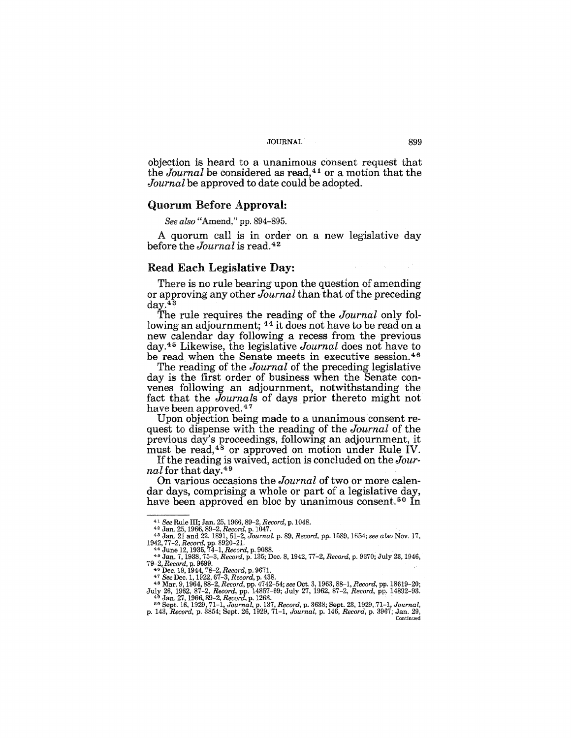objection is heard to a unanimous consent request that the *Journal* be considered as read,[41] or a motion that the *Journal* be approved to date could be adopted.

## Quorum Before Approval:

*See also* "Amend," pp. 894–895.

A quorum call is in order on a new legislative day before the *Journal* is read.[42]

## Read Each Legislative Day:

There is no rule bearing upon the question of amending or approving any other *Journal* than that of the preceding day.[43]

The rule requires the reading of the *Journal* only following an adjournment; [44] it does not have to be read on a new calendar day following a recess from the previous day.[45] Likewise, the legislative *Journal* does not have to be read when the Senate meets in executive session.[46]

The reading of the *Journal* of the preceding legislative day is the first order of business when the Senate convenes following an adjournment, notwithstanding the fact that the *Journals* of days prior thereto might not have been approved.[47]

Upon objection being made to a unanimous consent request to dispense with the reading of the *Journal* of the previous day's proceedings, following an adjournment, it must be read,[48] or approved on motion under Rule IV.

If the reading is waived, action is concluded on the *Journal* for that day.[49]

On various occasions the *Journal* of two or more calendar days, comprising a whole or part of a legislative day, have been approved en bloc by unanimous consent.[50] In

---

[41] *See* Rule III; Jan. 25, 1966, 89–2, *Record*, p. 1048.

[42] Jan. 25, 1966, 89–2, *Record*, p. 1047.

[43] Jan. 21 and 22, 1891, 51–2, *Journal*, p. 89, *Record*, pp. 1589, 1654; *see also* Nov. 17, 1942, 77–2, *Record*, pp. 8920–21.

[44] June 12, 1935, 74–1, *Record*, p. 9088.

[45] Jan. 7, 1938, 75–3, *Record*, p. 135; Dec. 8, 1942, 77–2, *Record*, p. 9370; July 23, 1946, 79–2, *Record*, p. 9699.

[46] Dec. 19, 1944, 78–2, *Record*, p. 9671.

[47] *See* Dec. 1, 1922, 67–3, *Record*, p. 438.

[48] Mar. 9, 1964, 88–2, *Record*, pp. 4742–54; *see* Oct. 3, 1963, 88–1, *Record*, pp. 18619–20; July 26, 1962, 87–2, *Record*, pp. 14857–69; July 27, 1962, 87–2, *Record*, pp. 14892–93.

[49] Jan. 27, 1966, 89–2, *Record*, p. 1263.

[50] Sept. 16, 1929, 71–1, *Journal*, p. 137, *Record*, p. 3638; Sept. 23, 1929, 71–1, *Journal*, p. 143, *Record*, p. 3854; Sept. 26, 1929, 71–1, *Journal*, p. 146, *Record*, p. 3967; Jan. 29,

Continued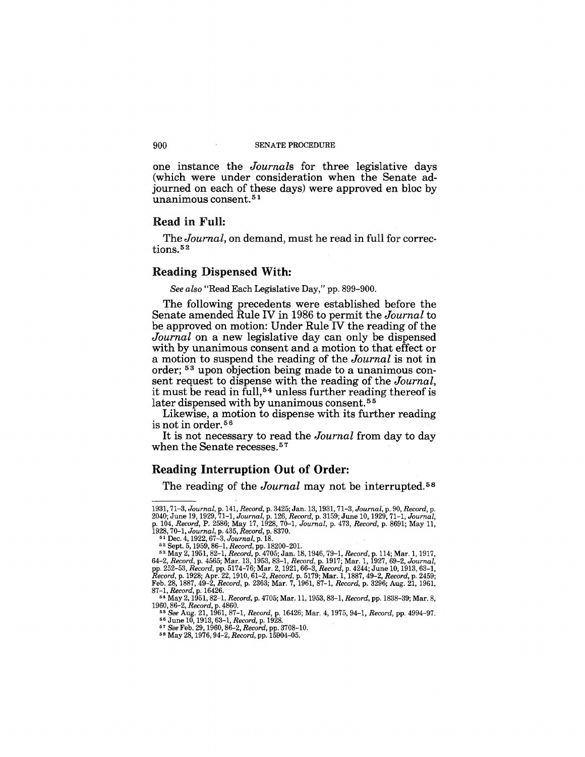one instance the *Journals* for three legislative days (which were under consideration when the Senate adjourned on each of these days) were approved en bloc by unanimous consent.[51]

## Read in Full:

The *Journal*, on demand, must he read in full for corrections.[52]

## Reading Dispensed With:

*See also* "Read Each Legislative Day," pp. 899–900.

The following precedents were established before the Senate amended Rule IV in 1986 to permit the *Journal* to be approved on motion: Under Rule IV the reading of the *Journal* on a new legislative day can only be dispensed with by unanimous consent and a motion to that effect or a motion to suspend the reading of the *Journal* is not in order; [53] upon objection being made to a unanimous consent request to dispense with the reading of the *Journal*, it must be read in full,[54] unless further reading thereof is later dispensed with by unanimous consent.[55]

Likewise, a motion to dispense with its further reading is not in order.[56]

It is not necessary to read the *Journal* from day to day when the Senate recesses.[57]

## Reading Interruption Out of Order:

The reading of the *Journal* may not be interrupted.[58]

---

1931, 71–3, *Journal*, p. 141, *Record*, p. 3425; Jan. 13, 1931, 71–3, *Journal*, p. 90, *Record*, p. 2040; June 19, 1929, 71–1, *Journal*, p. 126, *Record*, p. 3159; June 10, 1929, 71–1, *Journal*, p. 104, *Record*, P. 2586; May 17, 1928, 70–1, *Journal*, p. 473, *Record*, p. 8691; May 11, 1928, 70–1, *Journal*, p. 435, *Record*, p. 8370.

[51] Dec. 4, 1922, 67–3, *Journal*, p. 18.

[52] Sept. 5, 1959, 86–1, *Record*, pp. 18200–201.

[53] May 2, 1951, 82–1, *Record*, p. 4705; Jan. 18, 1946, 79–1, *Record*, p. 114; Mar. 1, 1917, 64–2, *Record*, p. 4565; Mar. 13, 1953, 83–1, *Record*, p. 1917; Mar. 1, 1927, 69–2, *Journal*, pp. 252–53, *Record*, pp. 5174–76; Mar. 2, 1921, 66–3, *Record*, p. 4244; June 10, 1913, 63–1, *Record*, p. 1928; Apr. 22, 1910, 61–2, *Record*, p. 5179; Mar. 1, 1887, 49–2, *Record*, p. 2459; Feb. 28, 1887, 49–2, *Record*, p. 2363; Mar. 7, 1961, 87–1, *Record*, p. 3296; Aug. 21, 1961, 87–1, *Record*, p. 16426.

[54] May 2, 1951, 82–1, *Record*, p. 4705; Mar. 11, 1953, 83–1, *Record*, pp. 1838–39; Mar. 8, 1960, 86–2, *Record*, p. 4860.

[55] *See* Aug. 21, 1961, 87–1, *Record*, p. 16426; Mar. 4, 1975, 94–1, *Record*, pp. 4994–97.

[56] June 10, 1913, 63–1, *Record*, p. 1928.

[57] *See* Feb. 29, 1960, 86–2, *Record*, pp. 3708–10.

[58] May 28, 1976, 94–2, *Record*, pp. 15904–05.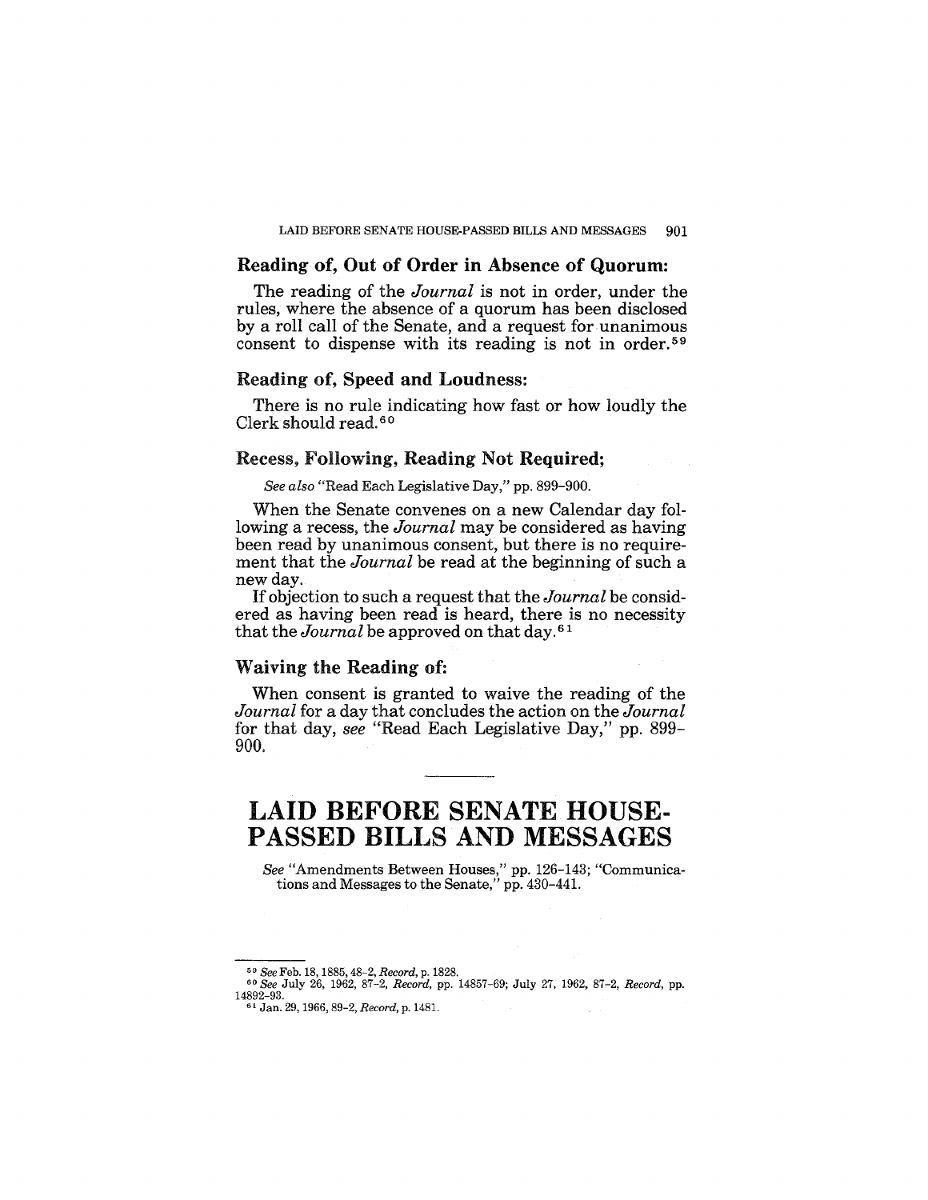### Reading of, Out of Order in Absence of Quorum:

The reading of the *Journal* is not in order, under the rules, where the absence of a quorum has been disclosed by a roll call of the Senate, and a request for unanimous consent to dispense with its reading is not in order.[59]

### Reading of, Speed and Loudness:

There is no rule indicating how fast or how loudly the Clerk should read.[60]

### Recess, Following, Reading Not Required;

*See also* "Read Each Legislative Day," pp. 899–900.

When the Senate convenes on a new Calendar day following a recess, the *Journal* may be considered as having been read by unanimous consent, but there is no requirement that the *Journal* be read at the beginning of such a new day.

If objection to such a request that the *Journal* be considered as having been read is heard, there is no necessity that the *Journal* be approved on that day.[61]

### Waiving the Reading of:

When consent is granted to waive the reading of the *Journal* for a day that concludes the action on the *Journal* for that day, *see* "Read Each Legislative Day," pp. 899–900.

---

# LAID BEFORE SENATE HOUSE-PASSED BILLS AND MESSAGES

*See* "Amendments Between Houses," pp. 126–143; "Communications and Messages to the Senate," pp. 430–441.

---

[59] *See* Feb. 18, 1885, 48–2, *Record*, p. 1828.

[60] *See* July 26, 1962, 87–2, *Record*, pp. 14857–69; July 27, 1962, 87–2, *Record*, pp. 14892–93.

[61] Jan. 29, 1966, 89–2, *Record*, p. 1481.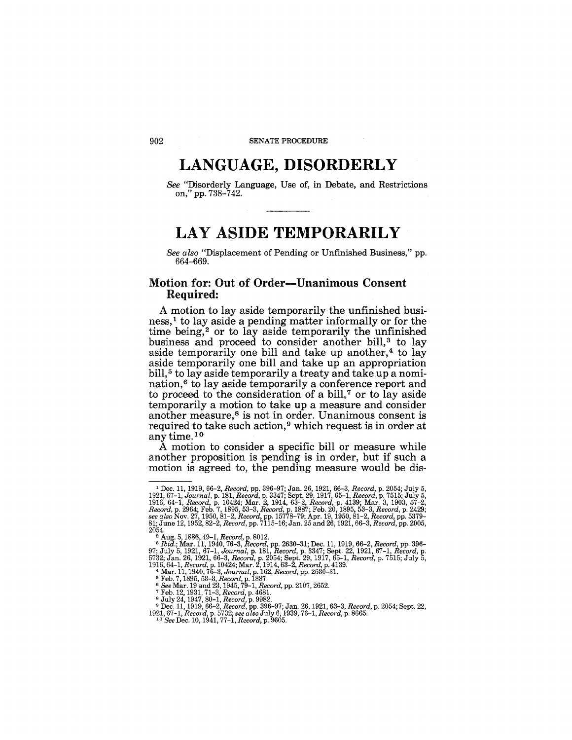# LANGUAGE, DISORDERLY

*See* "Disorderly Language, Use of, in Debate, and Restrictions on," pp. 738–742.

---

# LAY ASIDE TEMPORARILY

*See also* "Displacement of Pending or Unfinished Business," pp. 664–669.

## Motion for: Out of Order—Unanimous Consent Required:

A motion to lay aside temporarily the unfinished business,[1] to lay aside a pending matter informally or for the time being,[2] or to lay aside temporarily the unfinished business and proceed to consider another bill,[3] to lay aside temporarily one bill and take up another,[4] to lay aside temporarily one bill and take up an appropriation bill,[5] to lay aside temporarily a treaty and take up a nomination,[6] to lay aside temporarily a conference report and to proceed to the consideration of a bill,[7] or to lay aside temporarily a motion to take up a measure and consider another measure,[8] is not in order. Unanimous consent is required to take such action,[9] which request is in order at any time.[10]

A motion to consider a specific bill or measure while another proposition is pending is in order, but if such a motion is agreed to, the pending measure would be dis-

---

[1] Dec. 11, 1919, 66–2, *Record*, pp. 396–97; Jan. 26, 1921, 66–3, *Record*, p. 2054; July 5, 1921, 67–1, *Journal*, p. 181, *Record*, p. 3347; Sept. 29, 1917, 65–1, *Record*, p. 7515; July 5, 1916, 64–1, *Record*, p. 10424; Mar. 2, 1914, 63–2, *Record*, p. 4139; Mar. 3, 1903, 57–2, *Record*, p. 2964; Feb. 7, 1895, 53–3, *Record*, p. 1887; Feb. 20, 1895, 53–3, *Record*, p. 2429; *see also* Nov. 27, 1950, 81–2, *Record*, pp. 15778–79; Apr. 19, 1950, 81–2, *Record*, pp. 5379–81; June 12, 1952, 82–2, *Record*, pp. 7115–16; Jan. 25 and 26, 1921, 66–3, *Record*, pp. 2005, 2054.

[2] Aug. 5, 1886, 49–1, *Record*, p. 8012.

[3] *Ibid.*; Mar. 11, 1940, 76–3, *Record*, pp. 2630–31; Dec. 11, 1919, 66–2, *Record*, pp. 396–97; July 5, 1921, 67–1, *Journal*, p. 181, *Record*, p. 3347; Sept. 22, 1921, 67–1, *Record*, p. 5732; Jan. 26, 1921, 66–3, *Record*, p. 2054; Sept. 29, 1917, 65–1, *Record*, p. 7515; July 5, 1916, 64–1, *Record*, p. 10424; Mar. 2, 1914, 63–2, *Record*, p. 4139.

[4] Mar. 11, 1940, 76–3, *Journal*, p. 162, *Record*, pp. 2630–31.

[5] Feb. 7, 1895, 53–3, *Record*, p. 1887.

[6] *See* Mar. 19 and 23, 1945, 79–1, *Record*, pp. 2107, 2652.

[7] Feb. 12, 1931, 71–3, *Record*, p. 4681.

[8] July 24, 1947, 80–1, *Record*, p. 9982.

[9] Dec. 11, 1919, 66–2, *Record*, pp. 396–97; Jan. 26, 1921, 63–3, *Record*, p. 2054; Sept. 22, 1921, 67–1, *Record*, p. 5732; *see also* July 6, 1939, 76–1, *Record*, p. 8665.

[10] *See* Dec. 10, 1941, 77–1, *Record*, p. 9605.